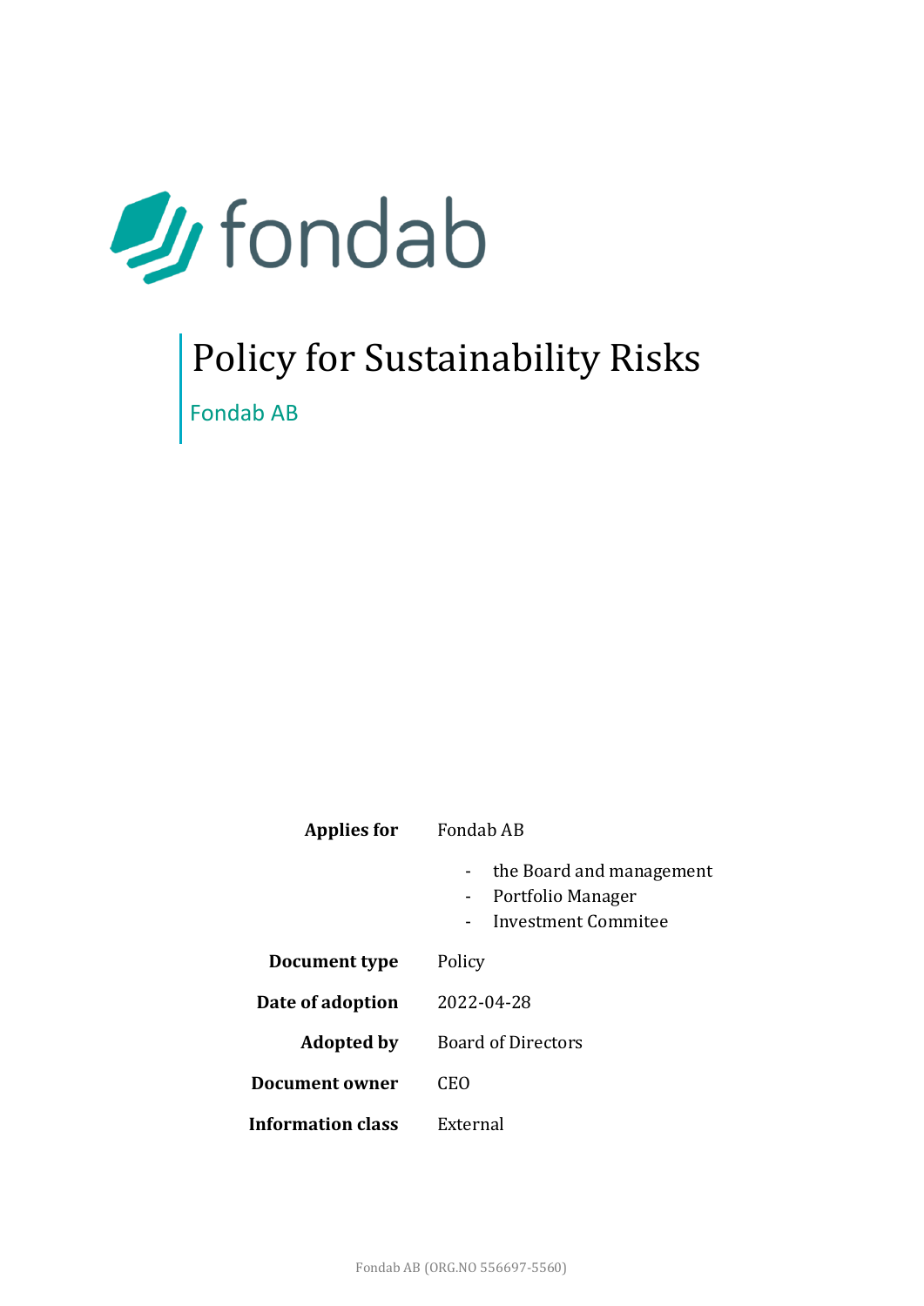fondab

# Policy for Sustainability Risks

Fondab AB

| | |
|---|---|
| **Applies for** | Fondab AB<br>- the Board and management<br>- Portfolio Manager<br>- Investment Commitee |
| **Document type** | Policy |
| **Date of adoption** | 2022-04-28 |
| **Adopted by** | Board of Directors |
| **Document owner** | CEO |
| **Information class** | External |

Fondab AB (ORG.NO 556697-5560)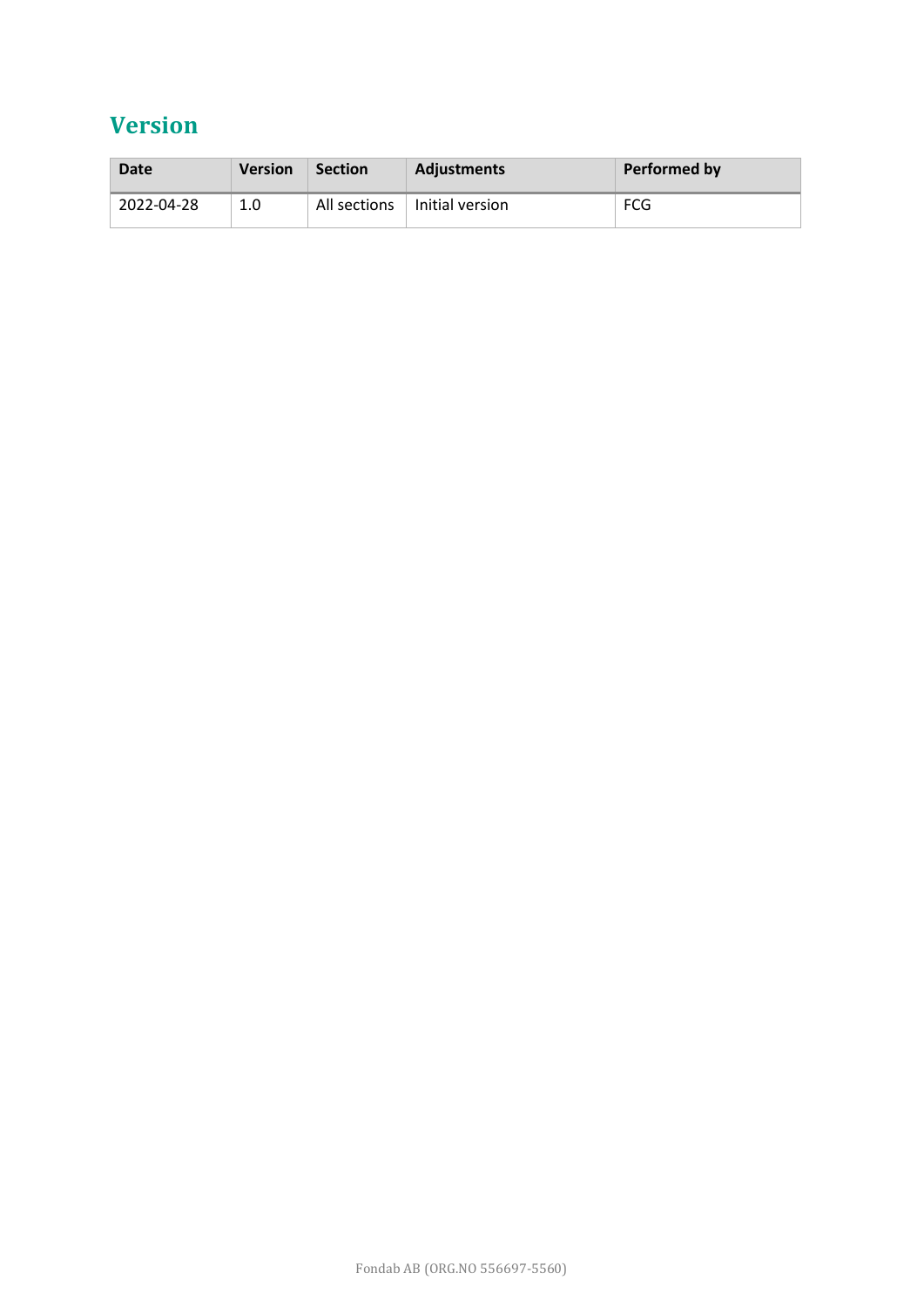# Version

| Date | Version | Section | Adjustments | Performed by |
|---|---|---|---|---|
| 2022-04-28 | 1.0 | All sections | Initial version | FCG |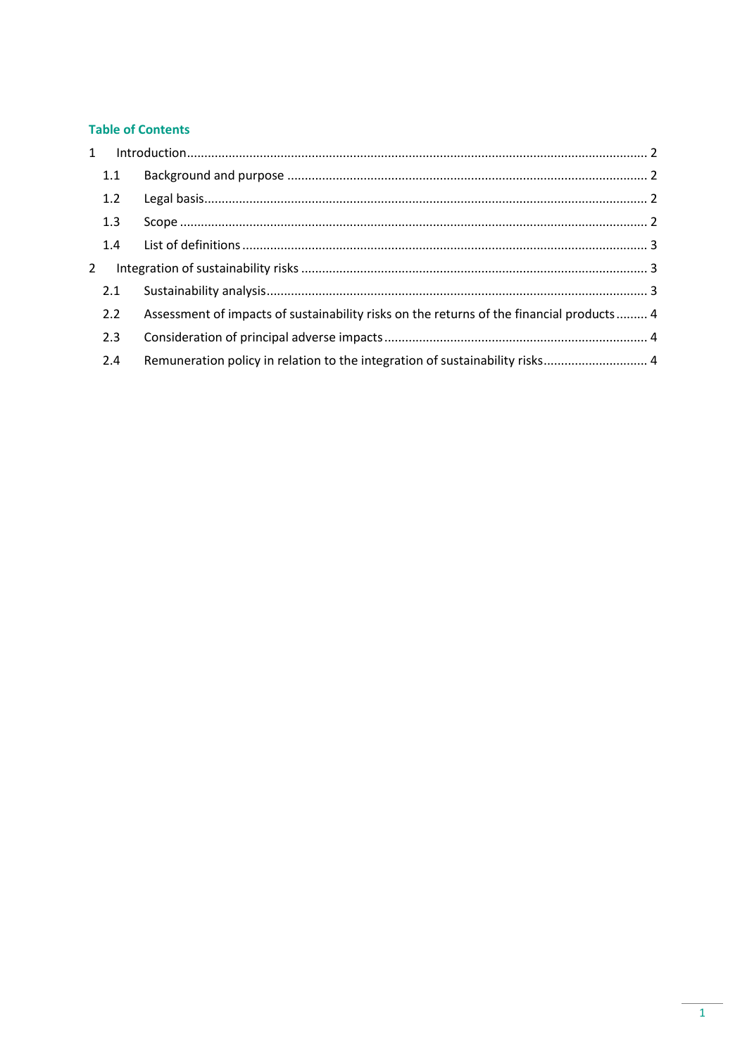## Table of Contents

1 Introduction ... 2

- 1.1 Background and purpose ... 2
- 1.2 Legal basis ... 2
- 1.3 Scope ... 2
- 1.4 List of definitions ... 3

2 Integration of sustainability risks ... 3

- 2.1 Sustainability analysis ... 3
- 2.2 Assessment of impacts of sustainability risks on the returns of the financial products ... 4
- 2.3 Consideration of principal adverse impacts ... 4
- 2.4 Remuneration policy in relation to the integration of sustainability risks ... 4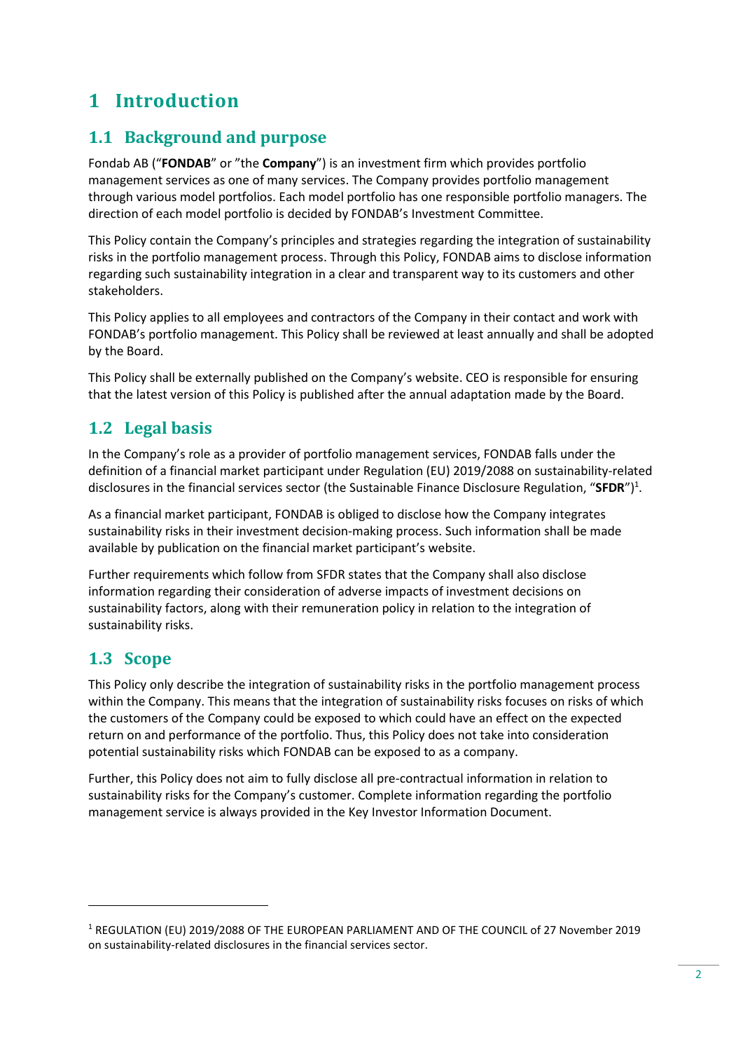# 1 Introduction

## 1.1 Background and purpose

Fondab AB ("**FONDAB**" or "the **Company**") is an investment firm which provides portfolio management services as one of many services. The Company provides portfolio management through various model portfolios. Each model portfolio has one responsible portfolio managers. The direction of each model portfolio is decided by FONDAB's Investment Committee.

This Policy contain the Company's principles and strategies regarding the integration of sustainability risks in the portfolio management process. Through this Policy, FONDAB aims to disclose information regarding such sustainability integration in a clear and transparent way to its customers and other stakeholders.

This Policy applies to all employees and contractors of the Company in their contact and work with FONDAB's portfolio management. This Policy shall be reviewed at least annually and shall be adopted by the Board.

This Policy shall be externally published on the Company's website. CEO is responsible for ensuring that the latest version of this Policy is published after the annual adaptation made by the Board.

## 1.2 Legal basis

In the Company's role as a provider of portfolio management services, FONDAB falls under the definition of a financial market participant under Regulation (EU) 2019/2088 on sustainability-related disclosures in the financial services sector (the Sustainable Finance Disclosure Regulation, "**SFDR**")[1].

As a financial market participant, FONDAB is obliged to disclose how the Company integrates sustainability risks in their investment decision-making process. Such information shall be made available by publication on the financial market participant's website.

Further requirements which follow from SFDR states that the Company shall also disclose information regarding their consideration of adverse impacts of investment decisions on sustainability factors, along with their remuneration policy in relation to the integration of sustainability risks.

## 1.3 Scope

This Policy only describe the integration of sustainability risks in the portfolio management process within the Company. This means that the integration of sustainability risks focuses on risks of which the customers of the Company could be exposed to which could have an effect on the expected return on and performance of the portfolio. Thus, this Policy does not take into consideration potential sustainability risks which FONDAB can be exposed to as a company.

Further, this Policy does not aim to fully disclose all pre-contractual information in relation to sustainability risks for the Company's customer. Complete information regarding the portfolio management service is always provided in the Key Investor Information Document.

---

[1] REGULATION (EU) 2019/2088 OF THE EUROPEAN PARLIAMENT AND OF THE COUNCIL of 27 November 2019 on sustainability-related disclosures in the financial services sector.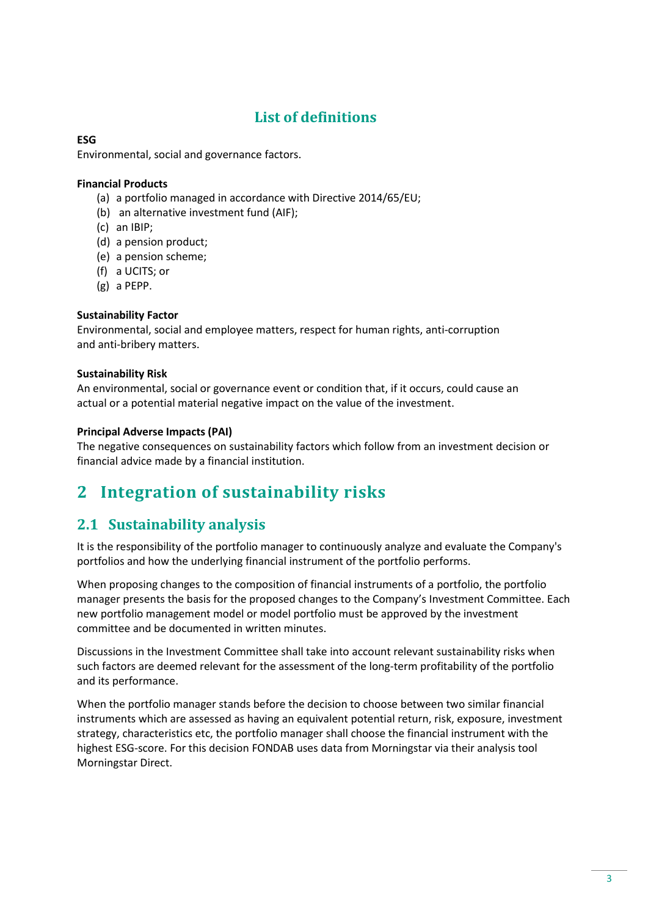## List of definitions

**ESG**
Environmental, social and governance factors.

**Financial Products**

(a) a portfolio managed in accordance with Directive 2014/65/EU;
(b) an alternative investment fund (AIF);
(c) an IBIP;
(d) a pension product;
(e) a pension scheme;
(f) a UCITS; or
(g) a PEPP.

**Sustainability Factor**
Environmental, social and employee matters, respect for human rights, anti-corruption and anti-bribery matters.

**Sustainability Risk**
An environmental, social or governance event or condition that, if it occurs, could cause an actual or a potential material negative impact on the value of the investment.

**Principal Adverse Impacts (PAI)**
The negative consequences on sustainability factors which follow from an investment decision or financial advice made by a financial institution.

# 2 Integration of sustainability risks

## 2.1 Sustainability analysis

It is the responsibility of the portfolio manager to continuously analyze and evaluate the Company's portfolios and how the underlying financial instrument of the portfolio performs.

When proposing changes to the composition of financial instruments of a portfolio, the portfolio manager presents the basis for the proposed changes to the Company's Investment Committee. Each new portfolio management model or model portfolio must be approved by the investment committee and be documented in written minutes.

Discussions in the Investment Committee shall take into account relevant sustainability risks when such factors are deemed relevant for the assessment of the long-term profitability of the portfolio and its performance.

When the portfolio manager stands before the decision to choose between two similar financial instruments which are assessed as having an equivalent potential return, risk, exposure, investment strategy, characteristics etc, the portfolio manager shall choose the financial instrument with the highest ESG-score. For this decision FONDAB uses data from Morningstar via their analysis tool Morningstar Direct.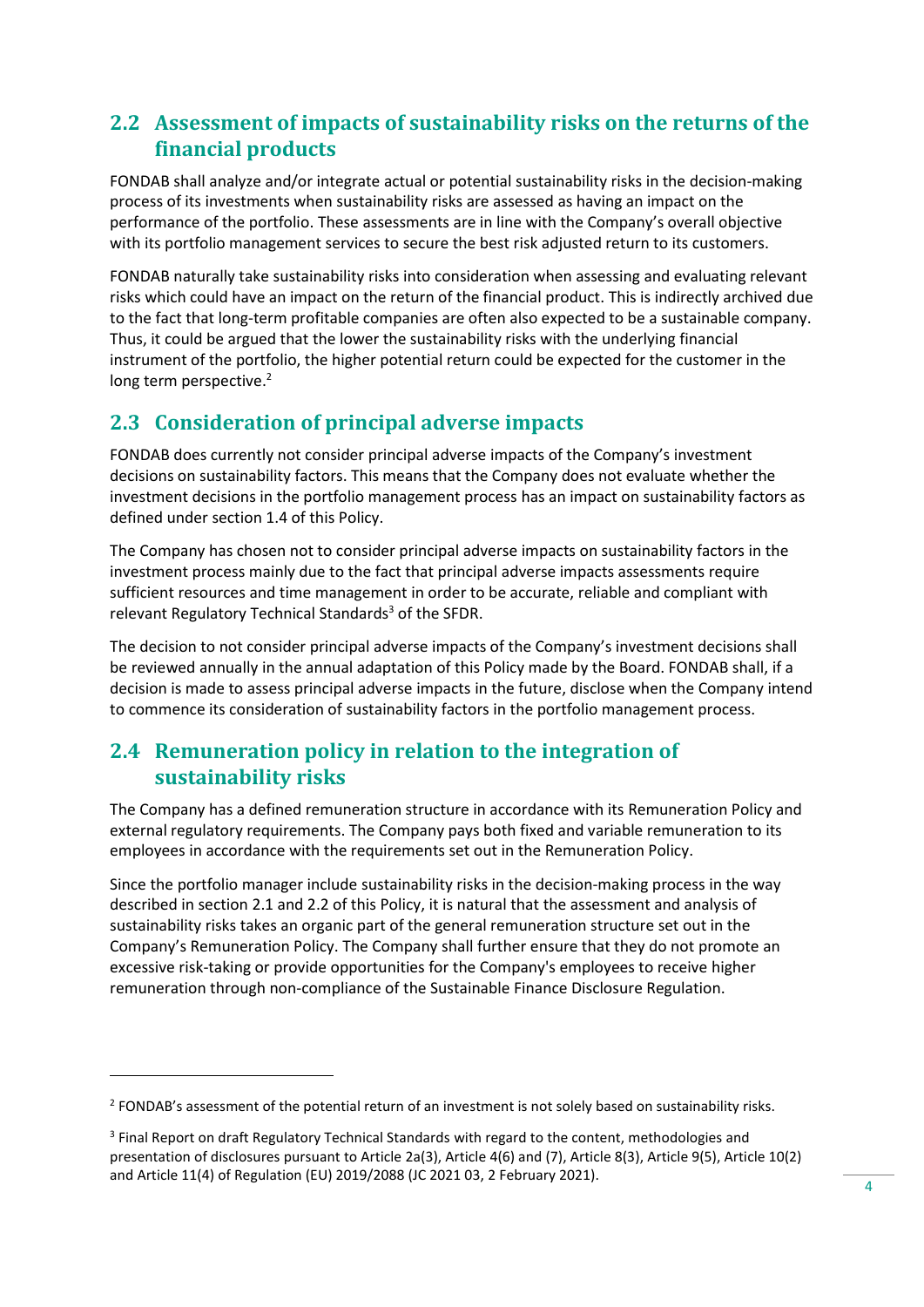## 2.2 Assessment of impacts of sustainability risks on the returns of the financial products

FONDAB shall analyze and/or integrate actual or potential sustainability risks in the decision-making process of its investments when sustainability risks are assessed as having an impact on the performance of the portfolio. These assessments are in line with the Company's overall objective with its portfolio management services to secure the best risk adjusted return to its customers.

FONDAB naturally take sustainability risks into consideration when assessing and evaluating relevant risks which could have an impact on the return of the financial product. This is indirectly archived due to the fact that long-term profitable companies are often also expected to be a sustainable company. Thus, it could be argued that the lower the sustainability risks with the underlying financial instrument of the portfolio, the higher potential return could be expected for the customer in the long term perspective.[2]

## 2.3 Consideration of principal adverse impacts

FONDAB does currently not consider principal adverse impacts of the Company's investment decisions on sustainability factors. This means that the Company does not evaluate whether the investment decisions in the portfolio management process has an impact on sustainability factors as defined under section 1.4 of this Policy.

The Company has chosen not to consider principal adverse impacts on sustainability factors in the investment process mainly due to the fact that principal adverse impacts assessments require sufficient resources and time management in order to be accurate, reliable and compliant with relevant Regulatory Technical Standards[3] of the SFDR.

The decision to not consider principal adverse impacts of the Company's investment decisions shall be reviewed annually in the annual adaptation of this Policy made by the Board. FONDAB shall, if a decision is made to assess principal adverse impacts in the future, disclose when the Company intend to commence its consideration of sustainability factors in the portfolio management process.

## 2.4 Remuneration policy in relation to the integration of sustainability risks

The Company has a defined remuneration structure in accordance with its Remuneration Policy and external regulatory requirements. The Company pays both fixed and variable remuneration to its employees in accordance with the requirements set out in the Remuneration Policy.

Since the portfolio manager include sustainability risks in the decision-making process in the way described in section 2.1 and 2.2 of this Policy, it is natural that the assessment and analysis of sustainability risks takes an organic part of the general remuneration structure set out in the Company's Remuneration Policy. The Company shall further ensure that they do not promote an excessive risk-taking or provide opportunities for the Company's employees to receive higher remuneration through non-compliance of the Sustainable Finance Disclosure Regulation.

---

[2] FONDAB's assessment of the potential return of an investment is not solely based on sustainability risks.

[3] Final Report on draft Regulatory Technical Standards with regard to the content, methodologies and presentation of disclosures pursuant to Article 2a(3), Article 4(6) and (7), Article 8(3), Article 9(5), Article 10(2) and Article 11(4) of Regulation (EU) 2019/2088 (JC 2021 03, 2 February 2021).